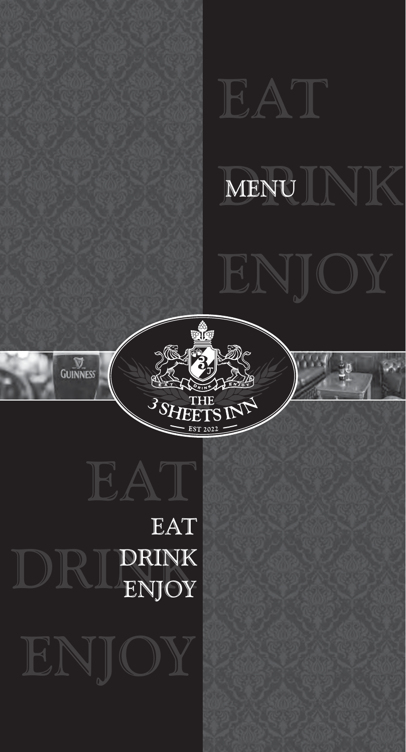# MENU

THE 3 SHEETS INN

EST 2022

EAT DRINK ENJOY

EAT
DRINK
ENJOY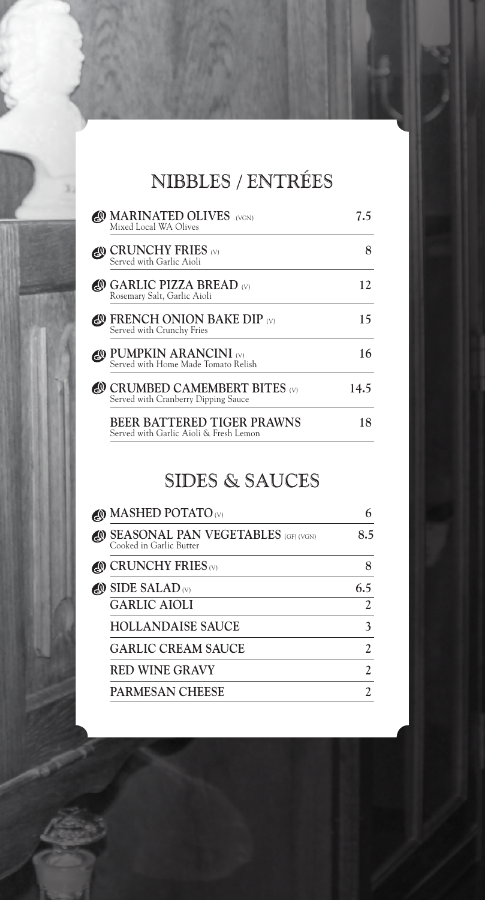# NIBBLES / ENTRÉES

| Item | Price |
| --- | --- |
| **MARINATED OLIVES** (VGN)<br>Mixed Local WA Olives | 7.5 |
| **CRUNCHY FRIES** (V)<br>Served with Garlic Aioli | 8 |
| **GARLIC PIZZA BREAD** (V)<br>Rosemary Salt, Garlic Aioli | 12 |
| **FRENCH ONION BAKE DIP** (V)<br>Served with Crunchy Fries | 15 |
| **PUMPKIN ARANCINI** (V)<br>Served with Home Made Tomato Relish | 16 |
| **CRUMBED CAMEMBERT BITES** (V)<br>Served with Cranberry Dipping Sauce | 14.5 |
| **BEER BATTERED TIGER PRAWNS**<br>Served with Garlic Aioli & Fresh Lemon | 18 |

# SIDES & SAUCES

| Item | Price |
| --- | --- |
| **MASHED POTATO** (V) | 6 |
| **SEASONAL PAN VEGETABLES** (GF) (VGN)<br>Cooked in Garlic Butter | 8.5 |
| **CRUNCHY FRIES** (V) | 8 |
| **SIDE SALAD** (V) | 6.5 |
| **GARLIC AIOLI** | 2 |
| **HOLLANDAISE SAUCE** | 3 |
| **GARLIC CREAM SAUCE** | 2 |
| **RED WINE GRAVY** | 2 |
| **PARMESAN CHEESE** | 2 |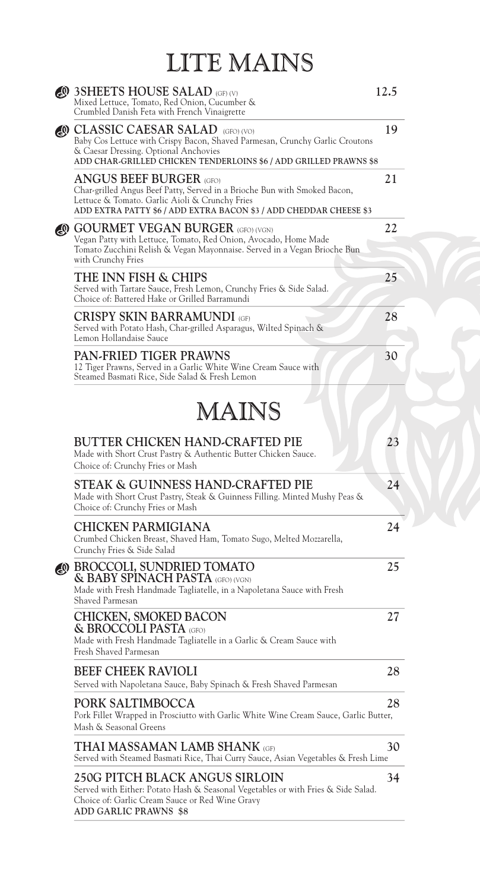# LITE MAINS

**3SHEETS HOUSE SALAD** (GF) (V) — 12.5
Mixed Lettuce, Tomato, Red Onion, Cucumber & Crumbled Danish Feta with French Vinaigrette

**CLASSIC CAESAR SALAD** (GFO) (VO) — 19
Baby Cos Lettuce with Crispy Bacon, Shaved Parmesan, Crunchy Garlic Croutons & Caesar Dressing. Optional Anchovies
**ADD CHAR-GRILLED CHICKEN TENDERLOINS $6 / ADD GRILLED PRAWNS $8**

**ANGUS BEEF BURGER** (GFO) — 21
Char-grilled Angus Beef Patty, Served in a Brioche Bun with Smoked Bacon, Lettuce & Tomato. Garlic Aioli & Crunchy Fries
**ADD EXTRA PATTY $6 / ADD EXTRA BACON $3 / ADD CHEDDAR CHEESE $3**

**GOURMET VEGAN BURGER** (GFO) (VGN) — 22
Vegan Patty with Lettuce, Tomato, Red Onion, Avocado, Home Made Tomato Zucchini Relish & Vegan Mayonnaise. Served in a Vegan Brioche Bun with Crunchy Fries

**THE INN FISH & CHIPS** — 25
Served with Tartare Sauce, Fresh Lemon, Crunchy Fries & Side Salad. Choice of: Battered Hake or Grilled Barramundi

**CRISPY SKIN BARRAMUNDI** (GF) — 28
Served with Potato Hash, Char-grilled Asparagus, Wilted Spinach & Lemon Hollandaise Sauce

**PAN-FRIED TIGER PRAWNS** — 30
12 Tiger Prawns, Served in a Garlic White Wine Cream Sauce with Steamed Basmati Rice, Side Salad & Fresh Lemon

# MAINS

**BUTTER CHICKEN HAND-CRAFTED PIE** — 23
Made with Short Crust Pastry & Authentic Butter Chicken Sauce. Choice of: Crunchy Fries or Mash

**STEAK & GUINNESS HAND-CRAFTED PIE** — 24
Made with Short Crust Pastry, Steak & Guinness Filling. Minted Mushy Peas & Choice of: Crunchy Fries or Mash

**CHICKEN PARMIGIANA** — 24
Crumbed Chicken Breast, Shaved Ham, Tomato Sugo, Melted Mozzarella, Crunchy Fries & Side Salad

**BROCCOLI, SUNDRIED TOMATO & BABY SPINACH PASTA** (GFO) (VGN) — 25
Made with Fresh Handmade Tagliatelle, in a Napoletana Sauce with Fresh Shaved Parmesan

**CHICKEN, SMOKED BACON & BROCCOLI PASTA** (GFO) — 27
Made with Fresh Handmade Tagliatelle in a Garlic & Cream Sauce with Fresh Shaved Parmesan

**BEEF CHEEK RAVIOLI** — 28
Served with Napoletana Sauce, Baby Spinach & Fresh Shaved Parmesan

**PORK SALTIMBOCCA** — 28
Pork Fillet Wrapped in Prosciutto with Garlic White Wine Cream Sauce, Garlic Butter, Mash & Seasonal Greens

**THAI MASSAMAN LAMB SHANK** (GF) — 30
Served with Steamed Basmati Rice, Thai Curry Sauce, Asian Vegetables & Fresh Lime

**250G PITCH BLACK ANGUS SIRLOIN** — 34
Served with Either: Potato Hash & Seasonal Vegetables or with Fries & Side Salad. Choice of: Garlic Cream Sauce or Red Wine Gravy
**ADD GARLIC PRAWNS $8**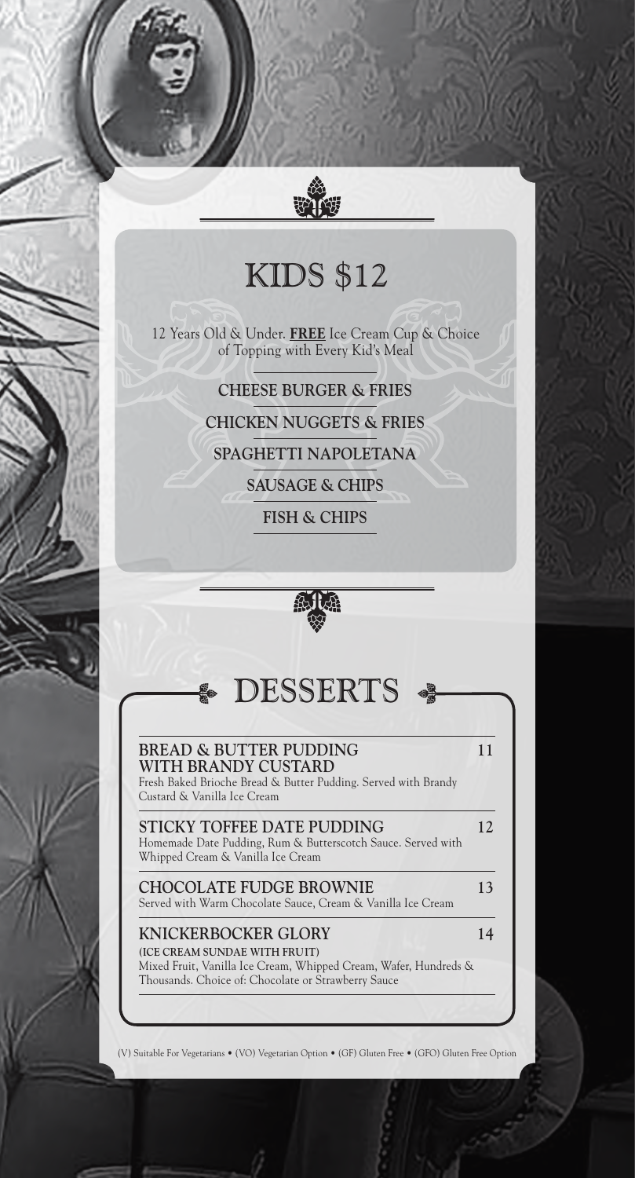# KIDS $12

12 Years Old & Under. **FREE** Ice Cream Cup & Choice of Topping with Every Kid's Meal

**CHEESE BURGER & FRIES**

**CHICKEN NUGGETS & FRIES**

**SPAGHETTI NAPOLETANA**

**SAUSAGE & CHIPS**

**FISH & CHIPS**

# DESSERTS

**BREAD & BUTTER PUDDING WITH BRANDY CUSTARD** — 11
Fresh Baked Brioche Bread & Butter Pudding. Served with Brandy Custard & Vanilla Ice Cream

**STICKY TOFFEE DATE PUDDING** — 12
Homemade Date Pudding, Rum & Butterscotch Sauce. Served with Whipped Cream & Vanilla Ice Cream

**CHOCOLATE FUDGE BROWNIE** — 13
Served with Warm Chocolate Sauce, Cream & Vanilla Ice Cream

**KNICKERBOCKER GLORY** — 14
**(ICE CREAM SUNDAE WITH FRUIT)**
Mixed Fruit, Vanilla Ice Cream, Whipped Cream, Wafer, Hundreds & Thousands. Choice of: Chocolate or Strawberry Sauce

(V) Suitable For Vegetarians • (VO) Vegetarian Option • (GF) Gluten Free • (GFO) Gluten Free Option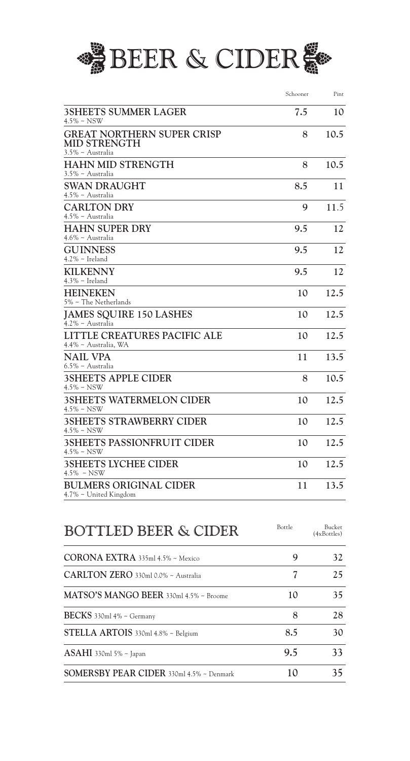# BEER & CIDER

| | Schooner | Pint |
|---|---|---|
| **3SHEETS SUMMER LAGER**<br>4.5% ~ NSW | 7.5 | 10 |
| **GREAT NORTHERN SUPER CRISP MID STRENGTH**<br>3.5% ~ Australia | 8 | 10.5 |
| **HAHN MID STRENGTH**<br>3.5% ~ Australia | 8 | 10.5 |
| **SWAN DRAUGHT**<br>4.5% ~ Australia | 8.5 | 11 |
| **CARLTON DRY**<br>4.5% ~ Australia | 9 | 11.5 |
| **HAHN SUPER DRY**<br>4.6% ~ Australia | 9.5 | 12 |
| **GUINNESS**<br>4.2% ~ Ireland | 9.5 | 12 |
| **KILKENNY**<br>4.3% ~ Ireland | 9.5 | 12 |
| **HEINEKEN**<br>5% ~ The Netherlands | 10 | 12.5 |
| **JAMES SQUIRE 150 LASHES**<br>4.2% ~ Australia | 10 | 12.5 |
| **LITTLE CREATURES PACIFIC ALE**<br>4.4% ~ Australia, WA | 10 | 12.5 |
| **NAIL VPA**<br>6.5% ~ Australia | 11 | 13.5 |
| **3SHEETS APPLE CIDER**<br>4.5% ~ NSW | 8 | 10.5 |
| **3SHEETS WATERMELON CIDER**<br>4.5% ~ NSW | 10 | 12.5 |
| **3SHEETS STRAWBERRY CIDER**<br>4.5% ~ NSW | 10 | 12.5 |
| **3SHEETS PASSIONFRUIT CIDER**<br>4.5% ~ NSW | 10 | 12.5 |
| **3SHEETS LYCHEE CIDER**<br>4.5% ~ NSW | 10 | 12.5 |
| **BULMERS ORIGINAL CIDER**<br>4.7% ~ United Kingdom | 11 | 13.5 |

## BOTTLED BEER & CIDER

| | Bottle | Bucket (4xBottles) |
|---|---|---|
| **CORONA EXTRA** 335ml 4.5% ~ Mexico | 9 | 32 |
| **CARLTON ZERO** 330ml 0.0% ~ Australia | 7 | 25 |
| **MATSO'S MANGO BEER** 330ml 4.5% ~ Broome | 10 | 35 |
| **BECKS** 330ml 4% ~ Germany | 8 | 28 |
| **STELLA ARTOIS** 330ml 4.8% ~ Belgium | 8.5 | 30 |
| **ASAHI** 330ml 5% ~ Japan | 9.5 | 33 |
| **SOMERSBY PEAR CIDER** 330ml 4.5% ~ Denmark | 10 | 35 |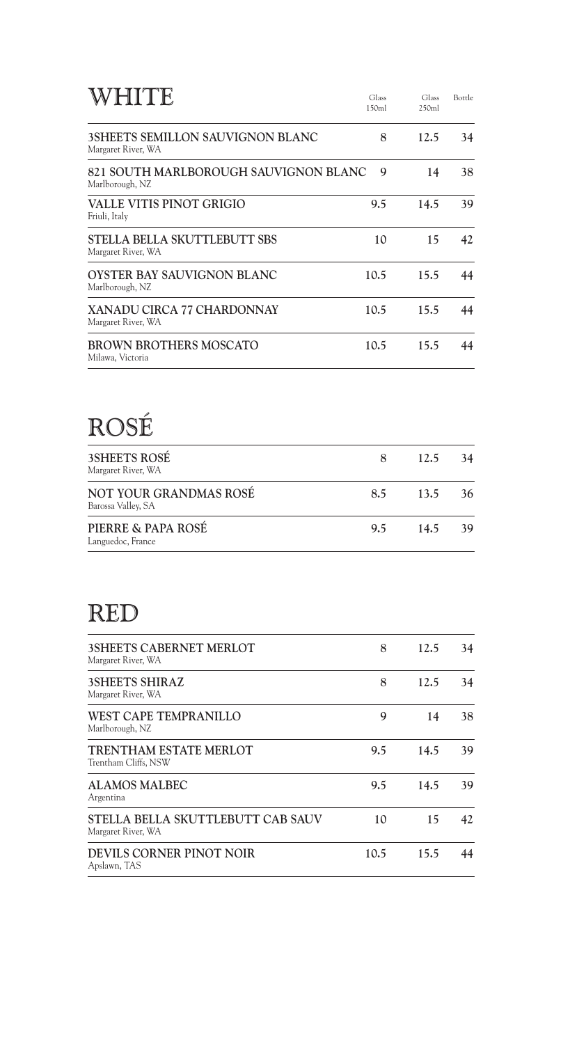# WHITE

| | Glass 150ml | Glass 250ml | Bottle |
|---|---|---|---|
| **3SHEETS SEMILLON SAUVIGNON BLANC**<br>Margaret River, WA | 8 | 12.5 | 34 |
| **821 SOUTH MARLBOROUGH SAUVIGNON BLANC**<br>Marlborough, NZ | 9 | 14 | 38 |
| **VALLE VITIS PINOT GRIGIO**<br>Friuli, Italy | 9.5 | 14.5 | 39 |
| **STELLA BELLA SKUTTLEBUTT SBS**<br>Margaret River, WA | 10 | 15 | 42 |
| **OYSTER BAY SAUVIGNON BLANC**<br>Marlborough, NZ | 10.5 | 15.5 | 44 |
| **XANADU CIRCA 77 CHARDONNAY**<br>Margaret River, WA | 10.5 | 15.5 | 44 |
| **BROWN BROTHERS MOSCATO**<br>Milawa, Victoria | 10.5 | 15.5 | 44 |

# ROSÉ

| | | | |
|---|---|---|---|
| **3SHEETS ROSÉ**<br>Margaret River, WA | 8 | 12.5 | 34 |
| **NOT YOUR GRANDMAS ROSÉ**<br>Barossa Valley, SA | 8.5 | 13.5 | 36 |
| **PIERRE & PAPA ROSÉ**<br>Languedoc, France | 9.5 | 14.5 | 39 |

# RED

| | | | |
|---|---|---|---|
| **3SHEETS CABERNET MERLOT**<br>Margaret River, WA | 8 | 12.5 | 34 |
| **3SHEETS SHIRAZ**<br>Margaret River, WA | 8 | 12.5 | 34 |
| **WEST CAPE TEMPRANILLO**<br>Marlborough, NZ | 9 | 14 | 38 |
| **TRENTHAM ESTATE MERLOT**<br>Trentham Cliffs, NSW | 9.5 | 14.5 | 39 |
| **ALAMOS MALBEC**<br>Argentina | 9.5 | 14.5 | 39 |
| **STELLA BELLA SKUTTLEBUTT CAB SAUV**<br>Margaret River, WA | 10 | 15 | 42 |
| **DEVILS CORNER PINOT NOIR**<br>Apslawn, TAS | 10.5 | 15.5 | 44 |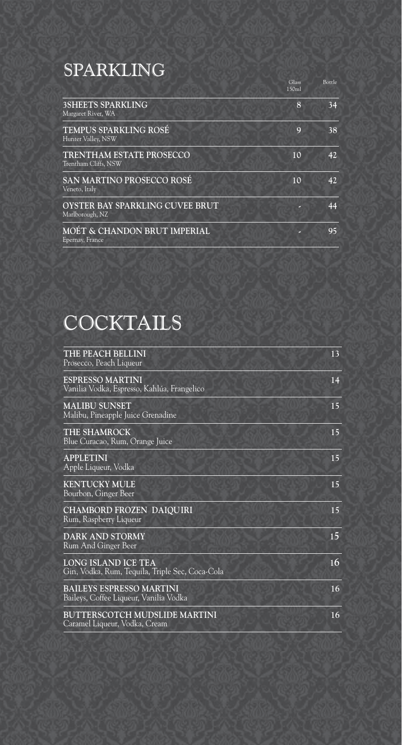# SPARKLING

| | Glass 150ml | Bottle |
|---|---|---|
| **3SHEETS SPARKLING**<br>Margaret River, WA | 8 | 34 |
| **TEMPUS SPARKLING ROSÉ**<br>Hunter Valley, NSW | 9 | 38 |
| **TRENTHAM ESTATE PROSECCO**<br>Trentham Cliffs, NSW | 10 | 42 |
| **SAN MARTINO PROSECCO ROSÉ**<br>Veneto, Italy | 10 | 42 |
| **OYSTER BAY SPARKLING CUVEE BRUT**<br>Marlborough, NZ | - | 44 |
| **MOÉT & CHANDON BRUT IMPERIAL**<br>Epernay, France | - | 95 |

# COCKTAILS

| | |
|---|---|
| **THE PEACH BELLINI**<br>Prosecco, Peach Liqueur | 13 |
| **ESPRESSO MARTINI**<br>Vanilia Vodka, Espresso, Kahlúa, Frangelico | 14 |
| **MALIBU SUNSET**<br>Malibu, Pineapple Juice Grenadine | 15 |
| **THE SHAMROCK**<br>Blue Curacao, Rum, Orange Juice | 15 |
| **APPLETINI**<br>Apple Liqueur, Vodka | 15 |
| **KENTUCKY MULE**<br>Bourbon, Ginger Beer | 15 |
| **CHAMBORD FROZEN DAIQUIRI**<br>Rum, Raspberry Liqueur | 15 |
| **DARK AND STORMY**<br>Rum And Ginger Beer | 15 |
| **LONG ISLAND ICE TEA**<br>Gin, Vodka, Rum, Tequila, Triple Sec, Coca-Cola | 16 |
| **BAILEYS ESPRESSO MARTINI**<br>Baileys, Coffee Liqueur, Vanilia Vodka | 16 |
| **BUTTERSCOTCH MUDSLIDE MARTINI**<br>Caramel Liqueur, Vodka, Cream | 16 |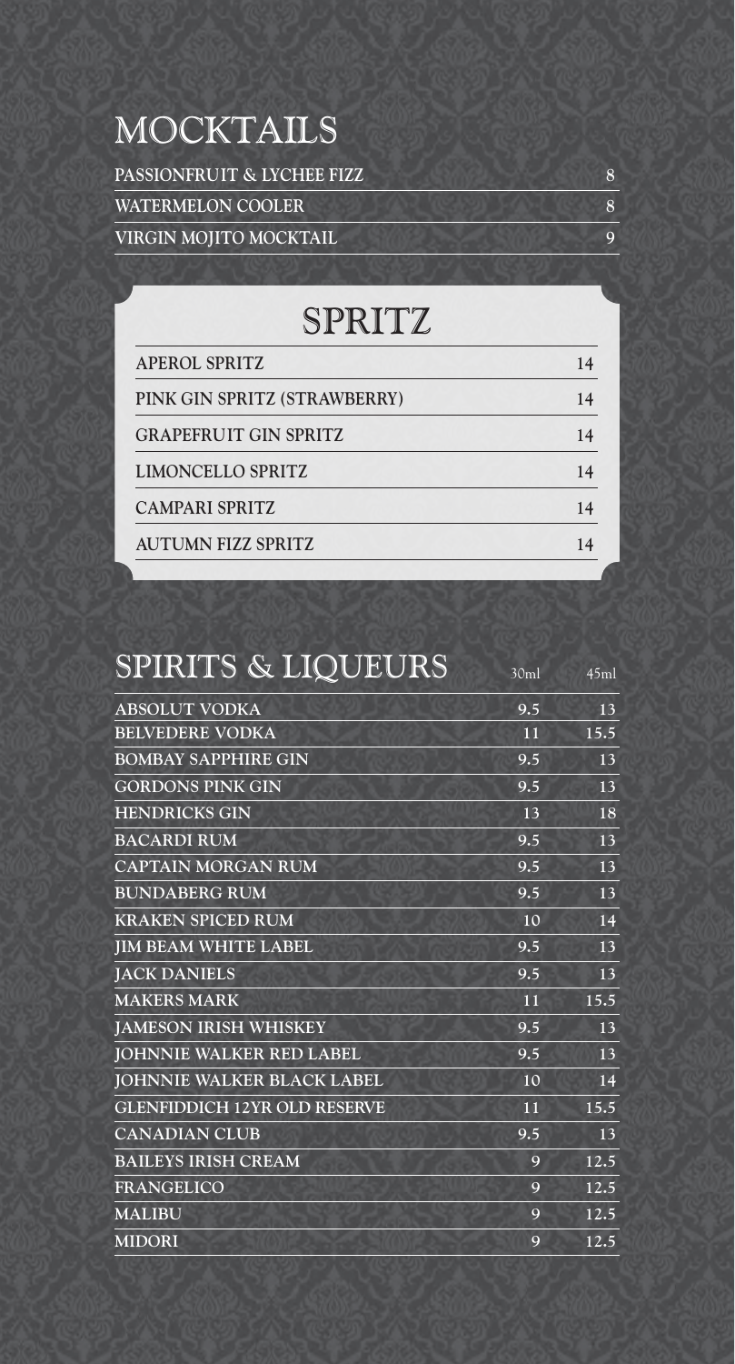## MOCKTAILS

| | |
|---|---|
| PASSIONFRUIT & LYCHEE FIZZ | 8 |
| WATERMELON COOLER | 8 |
| VIRGIN MOJITO MOCKTAIL | 9 |

## SPRITZ

| | |
|---|---|
| APEROL SPRITZ | 14 |
| PINK GIN SPRITZ (STRAWBERRY) | 14 |
| GRAPEFRUIT GIN SPRITZ | 14 |
| LIMONCELLO SPRITZ | 14 |
| CAMPARI SPRITZ | 14 |
| AUTUMN FIZZ SPRITZ | 14 |

## SPIRITS & LIQUEURS

| | 30ml | 45ml |
|---|---|---|
| ABSOLUT VODKA | 9.5 | 13 |
| BELVEDERE VODKA | 11 | 15.5 |
| BOMBAY SAPPHIRE GIN | 9.5 | 13 |
| GORDONS PINK GIN | 9.5 | 13 |
| HENDRICKS GIN | 13 | 18 |
| BACARDI RUM | 9.5 | 13 |
| CAPTAIN MORGAN RUM | 9.5 | 13 |
| BUNDABERG RUM | 9.5 | 13 |
| KRAKEN SPICED RUM | 10 | 14 |
| JIM BEAM WHITE LABEL | 9.5 | 13 |
| JACK DANIELS | 9.5 | 13 |
| MAKERS MARK | 11 | 15.5 |
| JAMESON IRISH WHISKEY | 9.5 | 13 |
| JOHNNIE WALKER RED LABEL | 9.5 | 13 |
| JOHNNIE WALKER BLACK LABEL | 10 | 14 |
| GLENFIDDICH 12YR OLD RESERVE | 11 | 15.5 |
| CANADIAN CLUB | 9.5 | 13 |
| BAILEYS IRISH CREAM | 9 | 12.5 |
| FRANGELICO | 9 | 12.5 |
| MALIBU | 9 | 12.5 |
| MIDORI | 9 | 12.5 |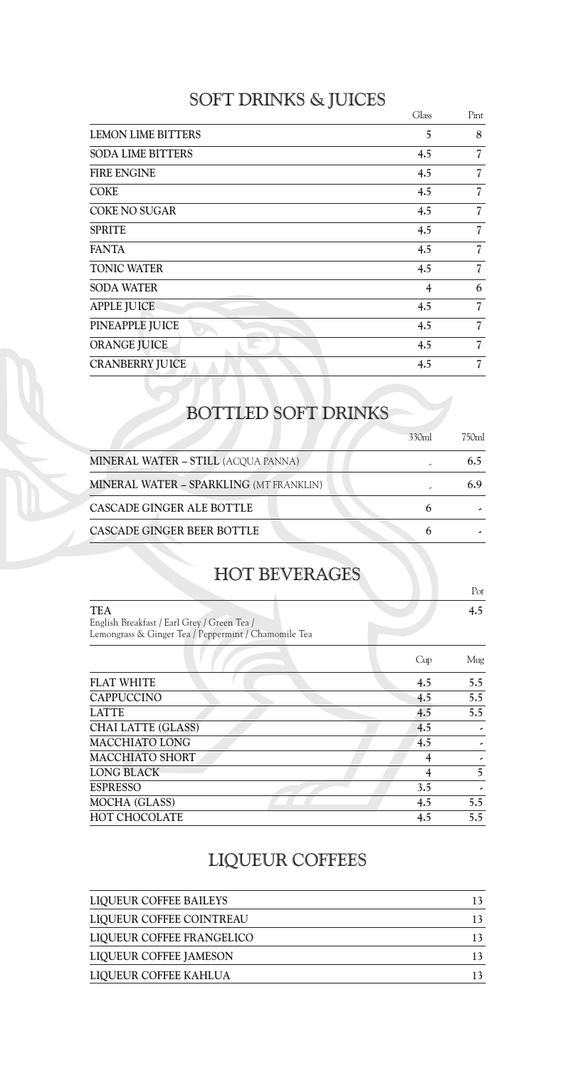## SOFT DRINKS & JUICES

| | Glass | Pint |
|---|---|---|
| LEMON LIME BITTERS | 5 | 8 |
| SODA LIME BITTERS | 4.5 | 7 |
| FIRE ENGINE | 4.5 | 7 |
| COKE | 4.5 | 7 |
| COKE NO SUGAR | 4.5 | 7 |
| SPRITE | 4.5 | 7 |
| FANTA | 4.5 | 7 |
| TONIC WATER | 4.5 | 7 |
| SODA WATER | 4 | 6 |
| APPLE JUICE | 4.5 | 7 |
| PINEAPPLE JUICE | 4.5 | 7 |
| ORANGE JUICE | 4.5 | 7 |
| CRANBERRY JUICE | 4.5 | 7 |

## BOTTLED SOFT DRINKS

| | 330ml | 750ml |
|---|---|---|
| MINERAL WATER – STILL (ACQUA PANNA) | - | 6.5 |
| MINERAL WATER – SPARKLING (MT FRANKLIN) | - | 6.9 |
| CASCADE GINGER ALE BOTTLE | 6 | - |
| CASCADE GINGER BEER BOTTLE | 6 | - |

## HOT BEVERAGES

| | Pot |
|---|---|
| **TEA**<br>English Breakfast / Earl Grey / Green Tea / Lemongrass & Ginger Tea / Peppermint / Chamomile Tea | 4.5 |

| | Cup | Mug |
|---|---|---|
| FLAT WHITE | 4.5 | 5.5 |
| CAPPUCCINO | 4.5 | 5.5 |
| LATTE | 4.5 | 5.5 |
| CHAI LATTE (GLASS) | 4.5 | - |
| MACCHIATO LONG | 4.5 | - |
| MACCHIATO SHORT | 4 | - |
| LONG BLACK | 4 | 5 |
| ESPRESSO | 3.5 | - |
| MOCHA (GLASS) | 4.5 | 5.5 |
| HOT CHOCOLATE | 4.5 | 5.5 |

## LIQUEUR COFFEES

| | |
|---|---|
| LIQUEUR COFFEE BAILEYS | 13 |
| LIQUEUR COFFEE COINTREAU | 13 |
| LIQUEUR COFFEE FRANGELICO | 13 |
| LIQUEUR COFFEE JAMESON | 13 |
| LIQUEUR COFFEE KAHLUA | 13 |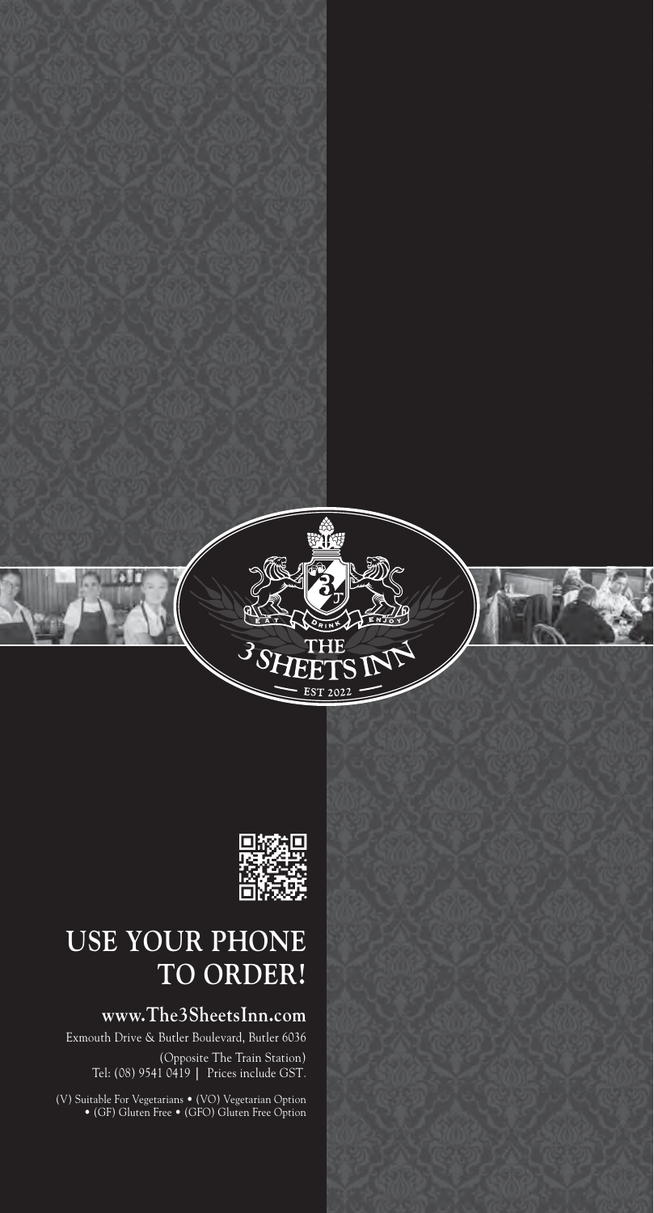THE 3 SHEETS INN

EST 2022

EAT DRINK ENJOY

## USE YOUR PHONE TO ORDER!

**www.The3SheetsInn.com**

Exmouth Drive & Butler Boulevard, Butler 6036

(Opposite The Train Station)

Tel: (08) 9541 0419 | Prices include GST.

(V) Suitable For Vegetarians • (VO) Vegetarian Option • (GF) Gluten Free • (GFO) Gluten Free Option